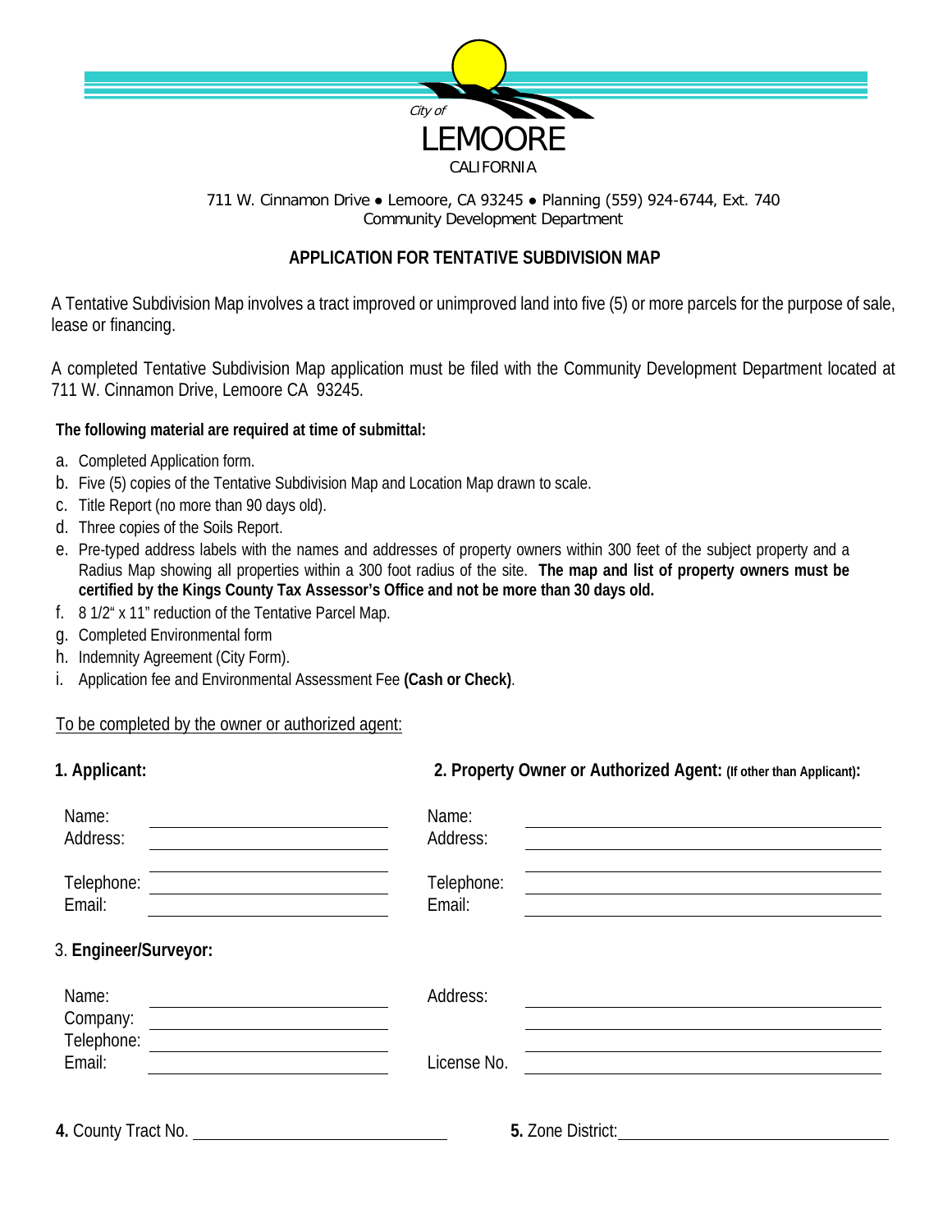City of

LEMOORE

CALIFORNIA

711 W. Cinnamon Drive ● Lemoore, CA 93245 ● Planning (559) 924-6744, Ext. 740
Community Development Department

## APPLICATION FOR TENTATIVE SUBDIVISION MAP

A Tentative Subdivision Map involves a tract improved or unimproved land into five (5) or more parcels for the purpose of sale, lease or financing.

A completed Tentative Subdivision Map application must be filed with the Community Development Department located at 711 W. Cinnamon Drive, Lemoore CA 93245.

**The following material are required at time of submittal:**

a. Completed Application form.
b. Five (5) copies of the Tentative Subdivision Map and Location Map drawn to scale.
c. Title Report (no more than 90 days old).
d. Three copies of the Soils Report.
e. Pre-typed address labels with the names and addresses of property owners within 300 feet of the subject property and a Radius Map showing all properties within a 300 foot radius of the site. **The map and list of property owners must be certified by the Kings County Tax Assessor's Office and not be more than 30 days old.**
f. 8 1/2" x 11" reduction of the Tentative Parcel Map.
g. Completed Environmental form
h. Indemnity Agreement (City Form).
i. Application fee and Environmental Assessment Fee **(Cash or Check)**.

To be completed by the owner or authorized agent:

**1. Applicant:**

Name: ____________________
Address: ____________________
____________________
Telephone: ____________________
Email: ____________________

**2. Property Owner or Authorized Agent: (If other than Applicant):**

Name: ____________________
Address: ____________________
____________________
Telephone: ____________________
Email: ____________________

3. **Engineer/Surveyor:**

Name: ____________________
Company: ____________________
Telephone: ____________________
Email: ____________________

Address: ____________________
____________________
____________________
License No. ____________________

**4.** County Tract No. ____________________

**5.** Zone District: ____________________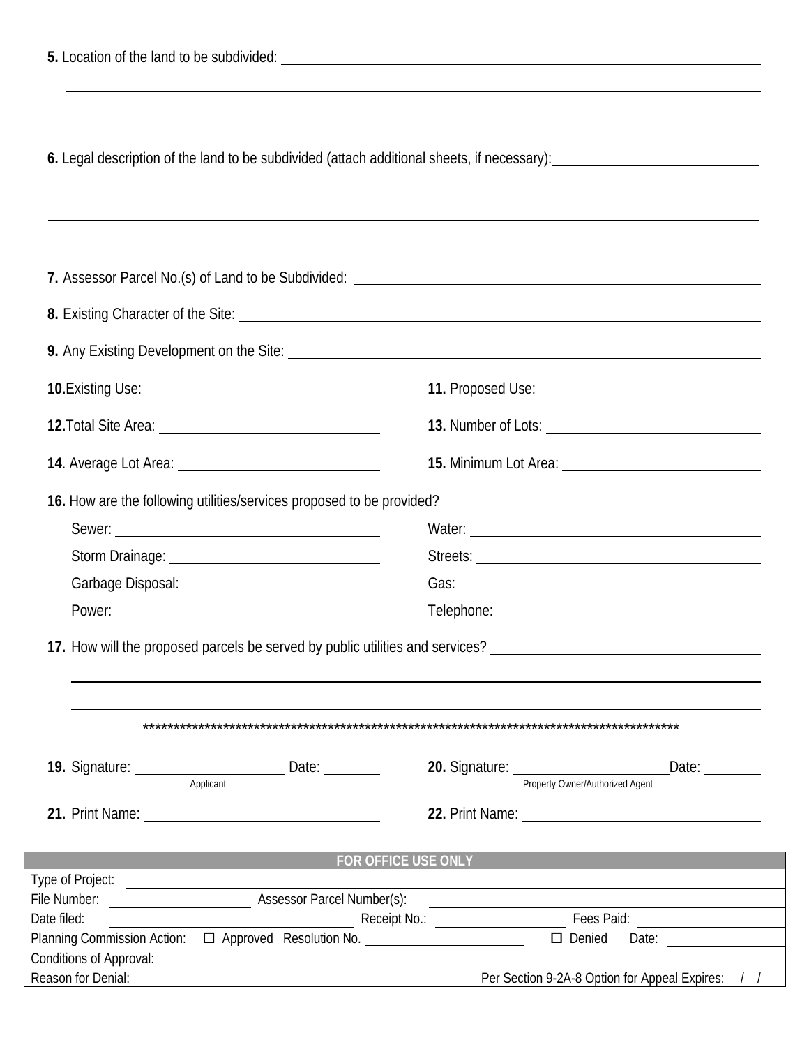**5.** Location of the land to be subdivided: \_\_\_\_\_\_\_\_\_\_\_\_\_\_\_\_\_\_\_\_\_\_\_\_\_\_\_\_\_\_\_\_\_\_\_\_\_\_\_\_

\_\_\_\_\_\_\_\_\_\_\_\_\_\_\_\_\_\_\_\_\_\_\_\_\_\_\_\_\_\_\_\_\_\_\_\_\_\_\_\_\_\_\_\_\_\_\_\_\_\_\_\_\_\_\_\_\_\_\_\_\_\_\_\_\_\_\_\_\_\_

\_\_\_\_\_\_\_\_\_\_\_\_\_\_\_\_\_\_\_\_\_\_\_\_\_\_\_\_\_\_\_\_\_\_\_\_\_\_\_\_\_\_\_\_\_\_\_\_\_\_\_\_\_\_\_\_\_\_\_\_\_\_\_\_\_\_\_\_\_\_

**6.** Legal description of the land to be subdivided (attach additional sheets, if necessary): \_\_\_\_\_\_\_\_\_\_\_\_\_\_\_\_\_\_\_\_

\_\_\_\_\_\_\_\_\_\_\_\_\_\_\_\_\_\_\_\_\_\_\_\_\_\_\_\_\_\_\_\_\_\_\_\_\_\_\_\_\_\_\_\_\_\_\_\_\_\_\_\_\_\_\_\_\_\_\_\_\_\_\_\_\_\_\_\_\_\_

\_\_\_\_\_\_\_\_\_\_\_\_\_\_\_\_\_\_\_\_\_\_\_\_\_\_\_\_\_\_\_\_\_\_\_\_\_\_\_\_\_\_\_\_\_\_\_\_\_\_\_\_\_\_\_\_\_\_\_\_\_\_\_\_\_\_\_\_\_\_

\_\_\_\_\_\_\_\_\_\_\_\_\_\_\_\_\_\_\_\_\_\_\_\_\_\_\_\_\_\_\_\_\_\_\_\_\_\_\_\_\_\_\_\_\_\_\_\_\_\_\_\_\_\_\_\_\_\_\_\_\_\_\_\_\_\_\_\_\_\_

**7.** Assessor Parcel No.(s) of Land to be Subdivided: \_\_\_\_\_\_\_\_\_\_\_\_\_\_\_\_\_\_\_\_\_\_\_\_\_\_\_\_\_\_\_\_\_\_\_\_\_\_\_\_

**8.** Existing Character of the Site: \_\_\_\_\_\_\_\_\_\_\_\_\_\_\_\_\_\_\_\_\_\_\_\_\_\_\_\_\_\_\_\_\_\_\_\_\_\_\_\_\_\_\_\_\_\_\_\_\_\_

**9.** Any Existing Development on the Site: \_\_\_\_\_\_\_\_\_\_\_\_\_\_\_\_\_\_\_\_\_\_\_\_\_\_\_\_\_\_\_\_\_\_\_\_\_\_\_\_\_\_\_\_\_\_

**10.** Existing Use: \_\_\_\_\_\_\_\_\_\_\_\_\_\_\_\_\_\_\_\_\_\_\_\_\_\_ **11.** Proposed Use: \_\_\_\_\_\_\_\_\_\_\_\_\_\_\_\_\_\_\_\_\_\_\_\_\_\_

**12.** Total Site Area: \_\_\_\_\_\_\_\_\_\_\_\_\_\_\_\_\_\_\_\_\_\_\_\_\_\_ **13.** Number of Lots: \_\_\_\_\_\_\_\_\_\_\_\_\_\_\_\_\_\_\_\_\_\_\_\_\_\_

**14**. Average Lot Area: \_\_\_\_\_\_\_\_\_\_\_\_\_\_\_\_\_\_\_\_\_\_\_\_\_\_ **15.** Minimum Lot Area: \_\_\_\_\_\_\_\_\_\_\_\_\_\_\_\_\_\_\_\_\_\_\_\_\_\_

**16.** How are the following utilities/services proposed to be provided?

Sewer: \_\_\_\_\_\_\_\_\_\_\_\_\_\_\_\_\_\_\_\_\_\_\_\_\_\_ Water: \_\_\_\_\_\_\_\_\_\_\_\_\_\_\_\_\_\_\_\_\_\_\_\_\_\_

Storm Drainage: \_\_\_\_\_\_\_\_\_\_\_\_\_\_\_\_\_\_\_\_\_\_\_\_\_\_ Streets: \_\_\_\_\_\_\_\_\_\_\_\_\_\_\_\_\_\_\_\_\_\_\_\_\_\_

Garbage Disposal: \_\_\_\_\_\_\_\_\_\_\_\_\_\_\_\_\_\_\_\_\_\_\_\_\_\_ Gas: \_\_\_\_\_\_\_\_\_\_\_\_\_\_\_\_\_\_\_\_\_\_\_\_\_\_

Power: \_\_\_\_\_\_\_\_\_\_\_\_\_\_\_\_\_\_\_\_\_\_\_\_\_\_ Telephone: \_\_\_\_\_\_\_\_\_\_\_\_\_\_\_\_\_\_\_\_\_\_\_\_\_\_

**17.** How will the proposed parcels be served by public utilities and services? \_\_\_\_\_\_\_\_\_\_\_\_\_\_\_\_\_\_\_\_\_\_\_\_\_\_

\_\_\_\_\_\_\_\_\_\_\_\_\_\_\_\_\_\_\_\_\_\_\_\_\_\_\_\_\_\_\_\_\_\_\_\_\_\_\_\_\_\_\_\_\_\_\_\_\_\_\_\_\_\_\_\_\_\_\_\_\_\_\_\_\_\_\_\_\_\_

\_\_\_\_\_\_\_\_\_\_\_\_\_\_\_\_\_\_\_\_\_\_\_\_\_\_\_\_\_\_\_\_\_\_\_\_\_\_\_\_\_\_\_\_\_\_\_\_\_\_\_\_\_\_\_\_\_\_\_\_\_\_\_\_\_\_\_\_\_\_

*****************************************************************************************

**19.** Signature: \_\_\_\_\_\_\_\_\_\_\_\_\_\_\_\_\_\_\_\_ Date: \_\_\_\_\_\_\_\_
Applicant

**20.** Signature: \_\_\_\_\_\_\_\_\_\_\_\_\_\_\_\_\_\_\_\_ Date: \_\_\_\_\_\_\_\_
Property Owner/Authorized Agent

**21.** Print Name: \_\_\_\_\_\_\_\_\_\_\_\_\_\_\_\_\_\_\_\_\_\_\_\_\_\_ **22.** Print Name: \_\_\_\_\_\_\_\_\_\_\_\_\_\_\_\_\_\_\_\_\_\_\_\_\_\_

| FOR OFFICE USE ONLY | | | |
|---|---|---|---|
| Type of Project: | | | |
| File Number: | Assessor Parcel Number(s): | | |
| Date filed: | Receipt No.: | Fees Paid: | |
| Planning Commission Action: ☐ Approved Resolution No. | | ☐ Denied Date: | |
| Conditions of Approval: | | | |
| Reason for Denial: | | Per Section 9-2A-8 Option for Appeal Expires: / / | |